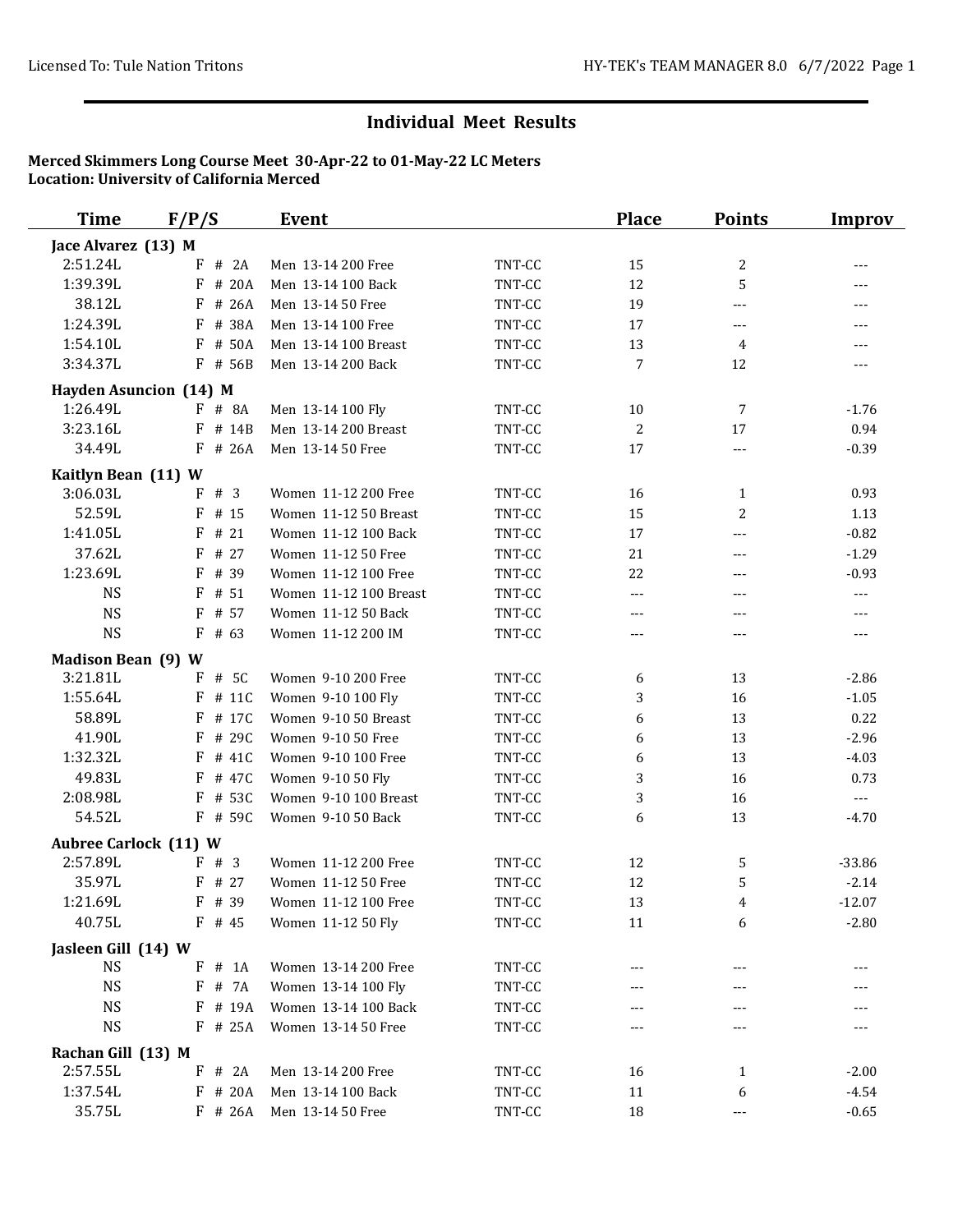## Individual Meet Results

**Merced Skimmers Long Course Meet 30-Apr-22 to 01-May-22 LC Meters**
**Location: University of California Merced**

| Time | F/P/S | Event | | Place | Points | Improv |
|---|---|---|---|---|---|---|
| **Jace Alvarez (13) M** | | | | | | |
| 2:51.24L | F # 2A | Men 13-14 200 Free | TNT-CC | 15 | 2 | --- |
| 1:39.39L | F # 20A | Men 13-14 100 Back | TNT-CC | 12 | 5 | --- |
| 38.12L | F # 26A | Men 13-14 50 Free | TNT-CC | 19 | --- | --- |
| 1:24.39L | F # 38A | Men 13-14 100 Free | TNT-CC | 17 | --- | --- |
| 1:54.10L | F # 50A | Men 13-14 100 Breast | TNT-CC | 13 | 4 | --- |
| 3:34.37L | F # 56B | Men 13-14 200 Back | TNT-CC | 7 | 12 | --- |
| **Hayden Asuncion (14) M** | | | | | | |
| 1:26.49L | F # 8A | Men 13-14 100 Fly | TNT-CC | 10 | 7 | -1.76 |
| 3:23.16L | F # 14B | Men 13-14 200 Breast | TNT-CC | 2 | 17 | 0.94 |
| 34.49L | F # 26A | Men 13-14 50 Free | TNT-CC | 17 | --- | -0.39 |
| **Kaitlyn Bean (11) W** | | | | | | |
| 3:06.03L | F # 3 | Women 11-12 200 Free | TNT-CC | 16 | 1 | 0.93 |
| 52.59L | F # 15 | Women 11-12 50 Breast | TNT-CC | 15 | 2 | 1.13 |
| 1:41.05L | F # 21 | Women 11-12 100 Back | TNT-CC | 17 | --- | -0.82 |
| 37.62L | F # 27 | Women 11-12 50 Free | TNT-CC | 21 | --- | -1.29 |
| 1:23.69L | F # 39 | Women 11-12 100 Free | TNT-CC | 22 | --- | -0.93 |
| NS | F # 51 | Women 11-12 100 Breast | TNT-CC | --- | --- | --- |
| NS | F # 57 | Women 11-12 50 Back | TNT-CC | --- | --- | --- |
| NS | F # 63 | Women 11-12 200 IM | TNT-CC | --- | --- | --- |
| **Madison Bean (9) W** | | | | | | |
| 3:21.81L | F # 5C | Women 9-10 200 Free | TNT-CC | 6 | 13 | -2.86 |
| 1:55.64L | F # 11C | Women 9-10 100 Fly | TNT-CC | 3 | 16 | -1.05 |
| 58.89L | F # 17C | Women 9-10 50 Breast | TNT-CC | 6 | 13 | 0.22 |
| 41.90L | F # 29C | Women 9-10 50 Free | TNT-CC | 6 | 13 | -2.96 |
| 1:32.32L | F # 41C | Women 9-10 100 Free | TNT-CC | 6 | 13 | -4.03 |
| 49.83L | F # 47C | Women 9-10 50 Fly | TNT-CC | 3 | 16 | 0.73 |
| 2:08.98L | F # 53C | Women 9-10 100 Breast | TNT-CC | 3 | 16 | --- |
| 54.52L | F # 59C | Women 9-10 50 Back | TNT-CC | 6 | 13 | -4.70 |
| **Aubree Carlock (11) W** | | | | | | |
| 2:57.89L | F # 3 | Women 11-12 200 Free | TNT-CC | 12 | 5 | -33.86 |
| 35.97L | F # 27 | Women 11-12 50 Free | TNT-CC | 12 | 5 | -2.14 |
| 1:21.69L | F # 39 | Women 11-12 100 Free | TNT-CC | 13 | 4 | -12.07 |
| 40.75L | F # 45 | Women 11-12 50 Fly | TNT-CC | 11 | 6 | -2.80 |
| **Jasleen Gill (14) W** | | | | | | |
| NS | F # 1A | Women 13-14 200 Free | TNT-CC | --- | --- | --- |
| NS | F # 7A | Women 13-14 100 Fly | TNT-CC | --- | --- | --- |
| NS | F # 19A | Women 13-14 100 Back | TNT-CC | --- | --- | --- |
| NS | F # 25A | Women 13-14 50 Free | TNT-CC | --- | --- | --- |
| **Rachan Gill (13) M** | | | | | | |
| 2:57.55L | F # 2A | Men 13-14 200 Free | TNT-CC | 16 | 1 | -2.00 |
| 1:37.54L | F # 20A | Men 13-14 100 Back | TNT-CC | 11 | 6 | -4.54 |
| 35.75L | F # 26A | Men 13-14 50 Free | TNT-CC | 18 | --- | -0.65 |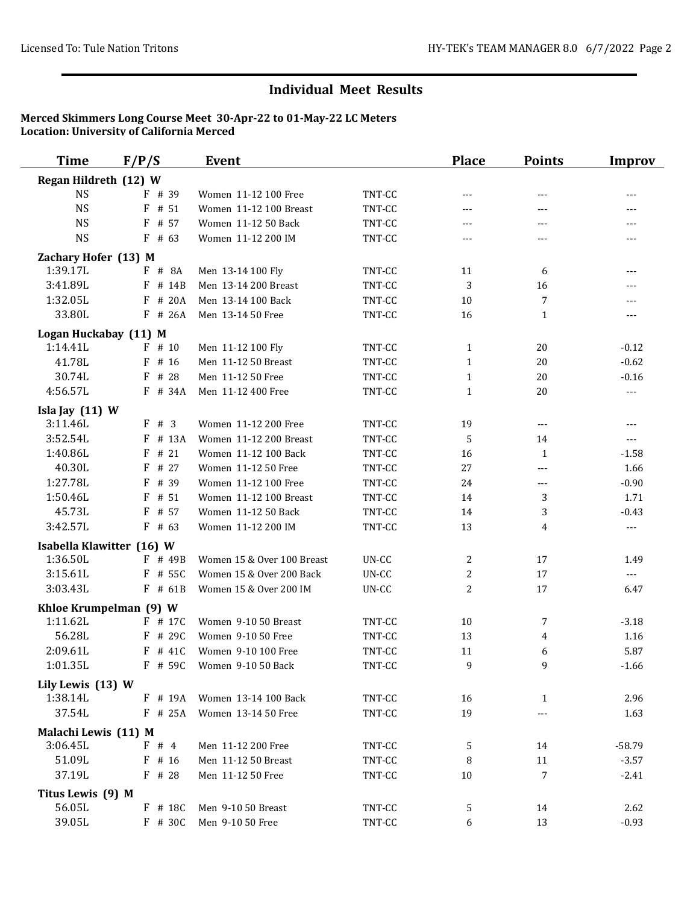## Individual Meet Results

**Merced Skimmers Long Course Meet 30-Apr-22 to 01-May-22 LC Meters**
**Location: University of California Merced**

| Time | F/P/S | Event | | Place | Points | Improv |
|---|---|---|---|---|---|---|
| **Regan Hildreth (12) W** | | | | | | |
| NS | F # 39 | Women 11-12 100 Free | TNT-CC | --- | --- | --- |
| NS | F # 51 | Women 11-12 100 Breast | TNT-CC | --- | --- | --- |
| NS | F # 57 | Women 11-12 50 Back | TNT-CC | --- | --- | --- |
| NS | F # 63 | Women 11-12 200 IM | TNT-CC | --- | --- | --- |
| **Zachary Hofer (13) M** | | | | | | |
| 1:39.17L | F # 8A | Men 13-14 100 Fly | TNT-CC | 11 | 6 | --- |
| 3:41.89L | F # 14B | Men 13-14 200 Breast | TNT-CC | 3 | 16 | --- |
| 1:32.05L | F # 20A | Men 13-14 100 Back | TNT-CC | 10 | 7 | --- |
| 33.80L | F # 26A | Men 13-14 50 Free | TNT-CC | 16 | 1 | --- |
| **Logan Huckabay (11) M** | | | | | | |
| 1:14.41L | F # 10 | Men 11-12 100 Fly | TNT-CC | 1 | 20 | -0.12 |
| 41.78L | F # 16 | Men 11-12 50 Breast | TNT-CC | 1 | 20 | -0.62 |
| 30.74L | F # 28 | Men 11-12 50 Free | TNT-CC | 1 | 20 | -0.16 |
| 4:56.57L | F # 34A | Men 11-12 400 Free | TNT-CC | 1 | 20 | --- |
| **Isla Jay (11) W** | | | | | | |
| 3:11.46L | F # 3 | Women 11-12 200 Free | TNT-CC | 19 | --- | --- |
| 3:52.54L | F # 13A | Women 11-12 200 Breast | TNT-CC | 5 | 14 | --- |
| 1:40.86L | F # 21 | Women 11-12 100 Back | TNT-CC | 16 | 1 | -1.58 |
| 40.30L | F # 27 | Women 11-12 50 Free | TNT-CC | 27 | --- | 1.66 |
| 1:27.78L | F # 39 | Women 11-12 100 Free | TNT-CC | 24 | --- | -0.90 |
| 1:50.46L | F # 51 | Women 11-12 100 Breast | TNT-CC | 14 | 3 | 1.71 |
| 45.73L | F # 57 | Women 11-12 50 Back | TNT-CC | 14 | 3 | -0.43 |
| 3:42.57L | F # 63 | Women 11-12 200 IM | TNT-CC | 13 | 4 | --- |
| **Isabella Klawitter (16) W** | | | | | | |
| 1:36.50L | F # 49B | Women 15 & Over 100 Breast | UN-CC | 2 | 17 | 1.49 |
| 3:15.61L | F # 55C | Women 15 & Over 200 Back | UN-CC | 2 | 17 | --- |
| 3:03.43L | F # 61B | Women 15 & Over 200 IM | UN-CC | 2 | 17 | 6.47 |
| **Khloe Krumpelman (9) W** | | | | | | |
| 1:11.62L | F # 17C | Women 9-10 50 Breast | TNT-CC | 10 | 7 | -3.18 |
| 56.28L | F # 29C | Women 9-10 50 Free | TNT-CC | 13 | 4 | 1.16 |
| 2:09.61L | F # 41C | Women 9-10 100 Free | TNT-CC | 11 | 6 | 5.87 |
| 1:01.35L | F # 59C | Women 9-10 50 Back | TNT-CC | 9 | 9 | -1.66 |
| **Lily Lewis (13) W** | | | | | | |
| 1:38.14L | F # 19A | Women 13-14 100 Back | TNT-CC | 16 | 1 | 2.96 |
| 37.54L | F # 25A | Women 13-14 50 Free | TNT-CC | 19 | --- | 1.63 |
| **Malachi Lewis (11) M** | | | | | | |
| 3:06.45L | F # 4 | Men 11-12 200 Free | TNT-CC | 5 | 14 | -58.79 |
| 51.09L | F # 16 | Men 11-12 50 Breast | TNT-CC | 8 | 11 | -3.57 |
| 37.19L | F # 28 | Men 11-12 50 Free | TNT-CC | 10 | 7 | -2.41 |
| **Titus Lewis (9) M** | | | | | | |
| 56.05L | F # 18C | Men 9-10 50 Breast | TNT-CC | 5 | 14 | 2.62 |
| 39.05L | F # 30C | Men 9-10 50 Free | TNT-CC | 6 | 13 | -0.93 |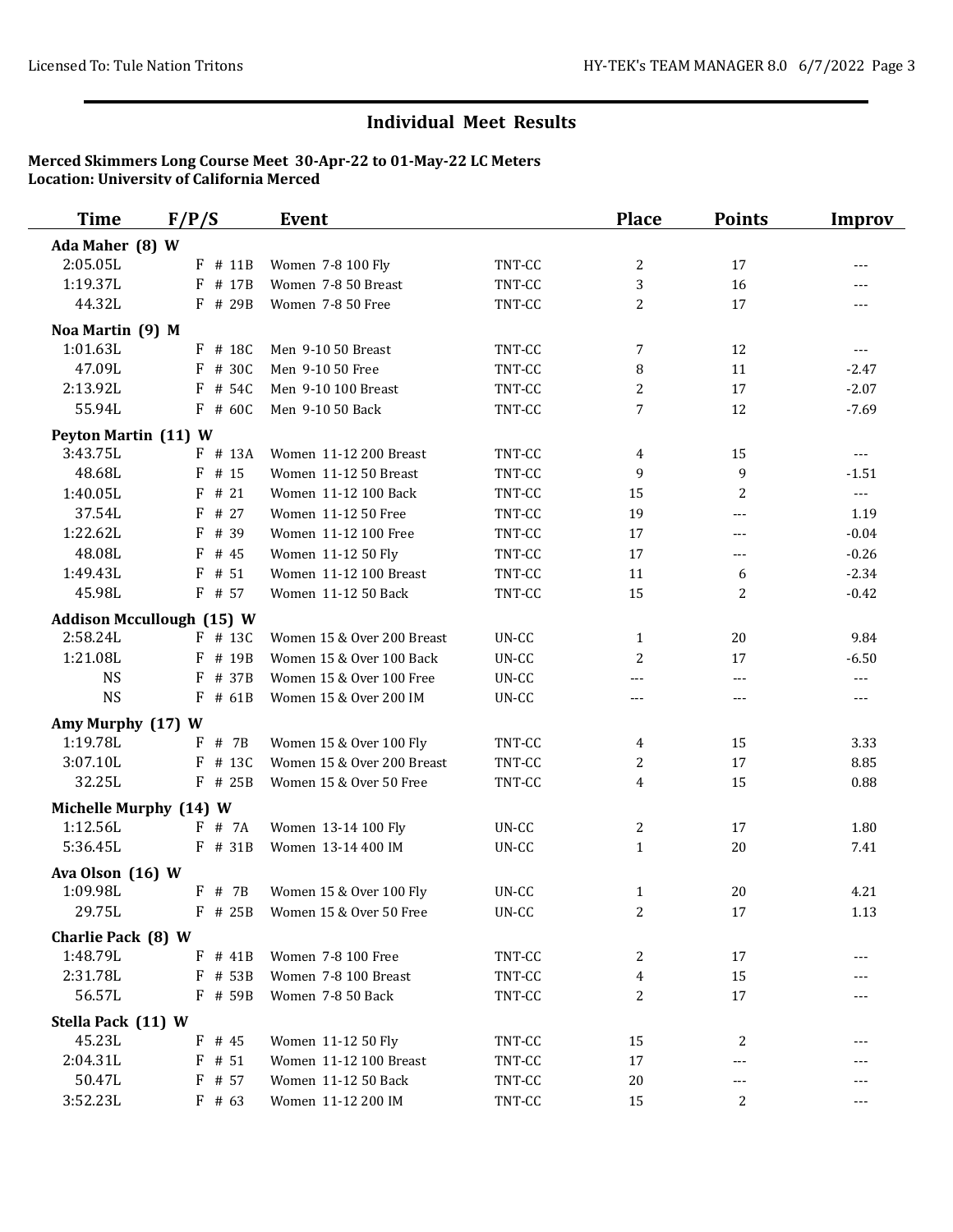## Individual Meet Results

**Merced Skimmers Long Course Meet 30-Apr-22 to 01-May-22 LC Meters**
**Location: University of California Merced**

| Time | F/P/S | Event | | Place | Points | Improv |
|---|---|---|---|---|---|---|
| **Ada Maher (8) W** | | | | | | |
| 2:05.05L | F # 11B | Women 7-8 100 Fly | TNT-CC | 2 | 17 | --- |
| 1:19.37L | F # 17B | Women 7-8 50 Breast | TNT-CC | 3 | 16 | --- |
| 44.32L | F # 29B | Women 7-8 50 Free | TNT-CC | 2 | 17 | --- |
| **Noa Martin (9) M** | | | | | | |
| 1:01.63L | F # 18C | Men 9-10 50 Breast | TNT-CC | 7 | 12 | --- |
| 47.09L | F # 30C | Men 9-10 50 Free | TNT-CC | 8 | 11 | -2.47 |
| 2:13.92L | F # 54C | Men 9-10 100 Breast | TNT-CC | 2 | 17 | -2.07 |
| 55.94L | F # 60C | Men 9-10 50 Back | TNT-CC | 7 | 12 | -7.69 |
| **Peyton Martin (11) W** | | | | | | |
| 3:43.75L | F # 13A | Women 11-12 200 Breast | TNT-CC | 4 | 15 | --- |
| 48.68L | F # 15 | Women 11-12 50 Breast | TNT-CC | 9 | 9 | -1.51 |
| 1:40.05L | F # 21 | Women 11-12 100 Back | TNT-CC | 15 | 2 | --- |
| 37.54L | F # 27 | Women 11-12 50 Free | TNT-CC | 19 | --- | 1.19 |
| 1:22.62L | F # 39 | Women 11-12 100 Free | TNT-CC | 17 | --- | -0.04 |
| 48.08L | F # 45 | Women 11-12 50 Fly | TNT-CC | 17 | --- | -0.26 |
| 1:49.43L | F # 51 | Women 11-12 100 Breast | TNT-CC | 11 | 6 | -2.34 |
| 45.98L | F # 57 | Women 11-12 50 Back | TNT-CC | 15 | 2 | -0.42 |
| **Addison Mccullough (15) W** | | | | | | |
| 2:58.24L | F # 13C | Women 15 & Over 200 Breast | UN-CC | 1 | 20 | 9.84 |
| 1:21.08L | F # 19B | Women 15 & Over 100 Back | UN-CC | 2 | 17 | -6.50 |
| NS | F # 37B | Women 15 & Over 100 Free | UN-CC | --- | --- | --- |
| NS | F # 61B | Women 15 & Over 200 IM | UN-CC | --- | --- | --- |
| **Amy Murphy (17) W** | | | | | | |
| 1:19.78L | F # 7B | Women 15 & Over 100 Fly | TNT-CC | 4 | 15 | 3.33 |
| 3:07.10L | F # 13C | Women 15 & Over 200 Breast | TNT-CC | 2 | 17 | 8.85 |
| 32.25L | F # 25B | Women 15 & Over 50 Free | TNT-CC | 4 | 15 | 0.88 |
| **Michelle Murphy (14) W** | | | | | | |
| 1:12.56L | F # 7A | Women 13-14 100 Fly | UN-CC | 2 | 17 | 1.80 |
| 5:36.45L | F # 31B | Women 13-14 400 IM | UN-CC | 1 | 20 | 7.41 |
| **Ava Olson (16) W** | | | | | | |
| 1:09.98L | F # 7B | Women 15 & Over 100 Fly | UN-CC | 1 | 20 | 4.21 |
| 29.75L | F # 25B | Women 15 & Over 50 Free | UN-CC | 2 | 17 | 1.13 |
| **Charlie Pack (8) W** | | | | | | |
| 1:48.79L | F # 41B | Women 7-8 100 Free | TNT-CC | 2 | 17 | --- |
| 2:31.78L | F # 53B | Women 7-8 100 Breast | TNT-CC | 4 | 15 | --- |
| 56.57L | F # 59B | Women 7-8 50 Back | TNT-CC | 2 | 17 | --- |
| **Stella Pack (11) W** | | | | | | |
| 45.23L | F # 45 | Women 11-12 50 Fly | TNT-CC | 15 | 2 | --- |
| 2:04.31L | F # 51 | Women 11-12 100 Breast | TNT-CC | 17 | --- | --- |
| 50.47L | F # 57 | Women 11-12 50 Back | TNT-CC | 20 | --- | --- |
| 3:52.23L | F # 63 | Women 11-12 200 IM | TNT-CC | 15 | 2 | --- |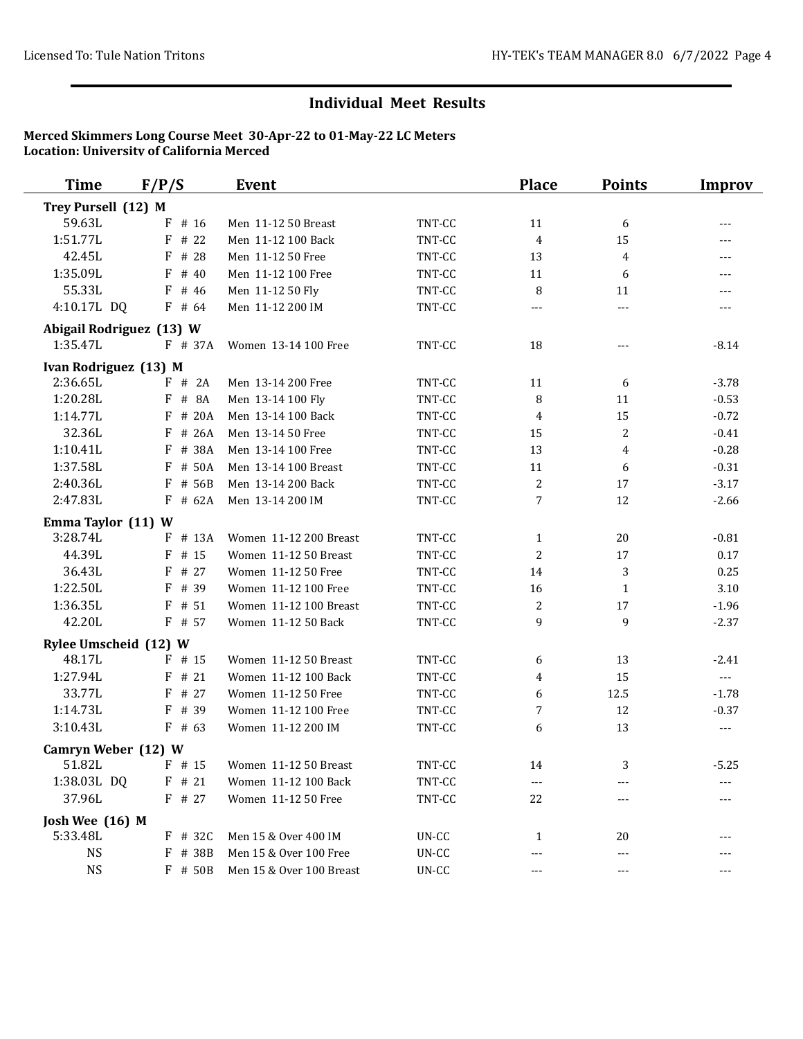## Individual Meet Results

**Merced Skimmers Long Course Meet 30-Apr-22 to 01-May-22 LC Meters**
**Location: University of California Merced**

| Time | F/P/S | Event | | Place | Points | Improv |
|---|---|---|---|---|---|---|
| **Trey Pursell (12) M** | | | | | | |
| 59.63L | F # 16 | Men 11-12 50 Breast | TNT-CC | 11 | 6 | --- |
| 1:51.77L | F # 22 | Men 11-12 100 Back | TNT-CC | 4 | 15 | --- |
| 42.45L | F # 28 | Men 11-12 50 Free | TNT-CC | 13 | 4 | --- |
| 1:35.09L | F # 40 | Men 11-12 100 Free | TNT-CC | 11 | 6 | --- |
| 55.33L | F # 46 | Men 11-12 50 Fly | TNT-CC | 8 | 11 | --- |
| 4:10.17L DQ | F # 64 | Men 11-12 200 IM | TNT-CC | --- | --- | --- |
| **Abigail Rodriguez (13) W** | | | | | | |
| 1:35.47L | F # 37A | Women 13-14 100 Free | TNT-CC | 18 | --- | -8.14 |
| **Ivan Rodriguez (13) M** | | | | | | |
| 2:36.65L | F # 2A | Men 13-14 200 Free | TNT-CC | 11 | 6 | -3.78 |
| 1:20.28L | F # 8A | Men 13-14 100 Fly | TNT-CC | 8 | 11 | -0.53 |
| 1:14.77L | F # 20A | Men 13-14 100 Back | TNT-CC | 4 | 15 | -0.72 |
| 32.36L | F # 26A | Men 13-14 50 Free | TNT-CC | 15 | 2 | -0.41 |
| 1:10.41L | F # 38A | Men 13-14 100 Free | TNT-CC | 13 | 4 | -0.28 |
| 1:37.58L | F # 50A | Men 13-14 100 Breast | TNT-CC | 11 | 6 | -0.31 |
| 2:40.36L | F # 56B | Men 13-14 200 Back | TNT-CC | 2 | 17 | -3.17 |
| 2:47.83L | F # 62A | Men 13-14 200 IM | TNT-CC | 7 | 12 | -2.66 |
| **Emma Taylor (11) W** | | | | | | |
| 3:28.74L | F # 13A | Women 11-12 200 Breast | TNT-CC | 1 | 20 | -0.81 |
| 44.39L | F # 15 | Women 11-12 50 Breast | TNT-CC | 2 | 17 | 0.17 |
| 36.43L | F # 27 | Women 11-12 50 Free | TNT-CC | 14 | 3 | 0.25 |
| 1:22.50L | F # 39 | Women 11-12 100 Free | TNT-CC | 16 | 1 | 3.10 |
| 1:36.35L | F # 51 | Women 11-12 100 Breast | TNT-CC | 2 | 17 | -1.96 |
| 42.20L | F # 57 | Women 11-12 50 Back | TNT-CC | 9 | 9 | -2.37 |
| **Rylee Umscheid (12) W** | | | | | | |
| 48.17L | F # 15 | Women 11-12 50 Breast | TNT-CC | 6 | 13 | -2.41 |
| 1:27.94L | F # 21 | Women 11-12 100 Back | TNT-CC | 4 | 15 | --- |
| 33.77L | F # 27 | Women 11-12 50 Free | TNT-CC | 6 | 12.5 | -1.78 |
| 1:14.73L | F # 39 | Women 11-12 100 Free | TNT-CC | 7 | 12 | -0.37 |
| 3:10.43L | F # 63 | Women 11-12 200 IM | TNT-CC | 6 | 13 | --- |
| **Camryn Weber (12) W** | | | | | | |
| 51.82L | F # 15 | Women 11-12 50 Breast | TNT-CC | 14 | 3 | -5.25 |
| 1:38.03L DQ | F # 21 | Women 11-12 100 Back | TNT-CC | --- | --- | --- |
| 37.96L | F # 27 | Women 11-12 50 Free | TNT-CC | 22 | --- | --- |
| **Josh Wee (16) M** | | | | | | |
| 5:33.48L | F # 32C | Men 15 & Over 400 IM | UN-CC | 1 | 20 | --- |
| NS | F # 38B | Men 15 & Over 100 Free | UN-CC | --- | --- | --- |
| NS | F # 50B | Men 15 & Over 100 Breast | UN-CC | --- | --- | --- |